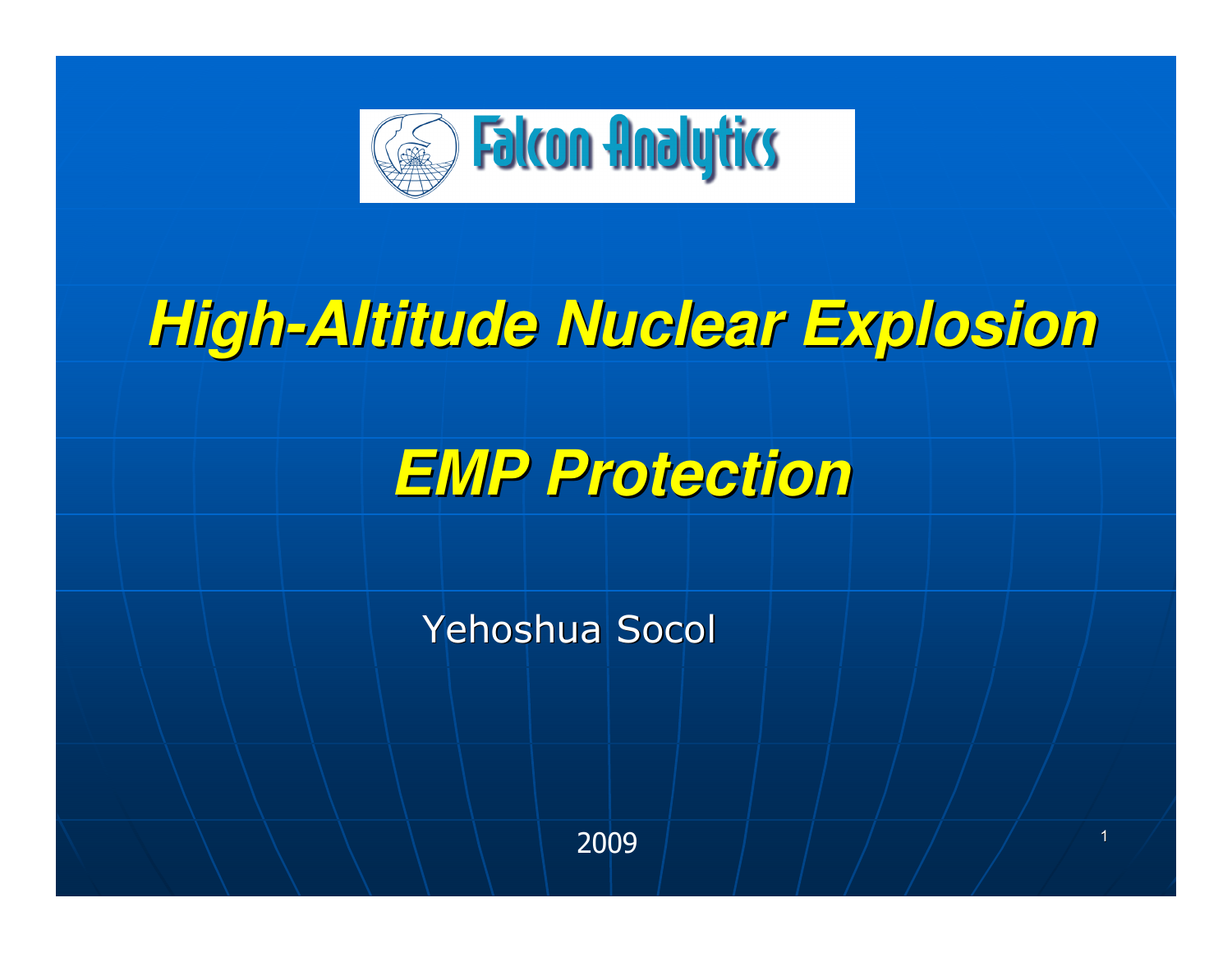Falcon Analytics

# High-Altitude Nuclear Explosion

# EMP Protection

Yehoshua Socol

2009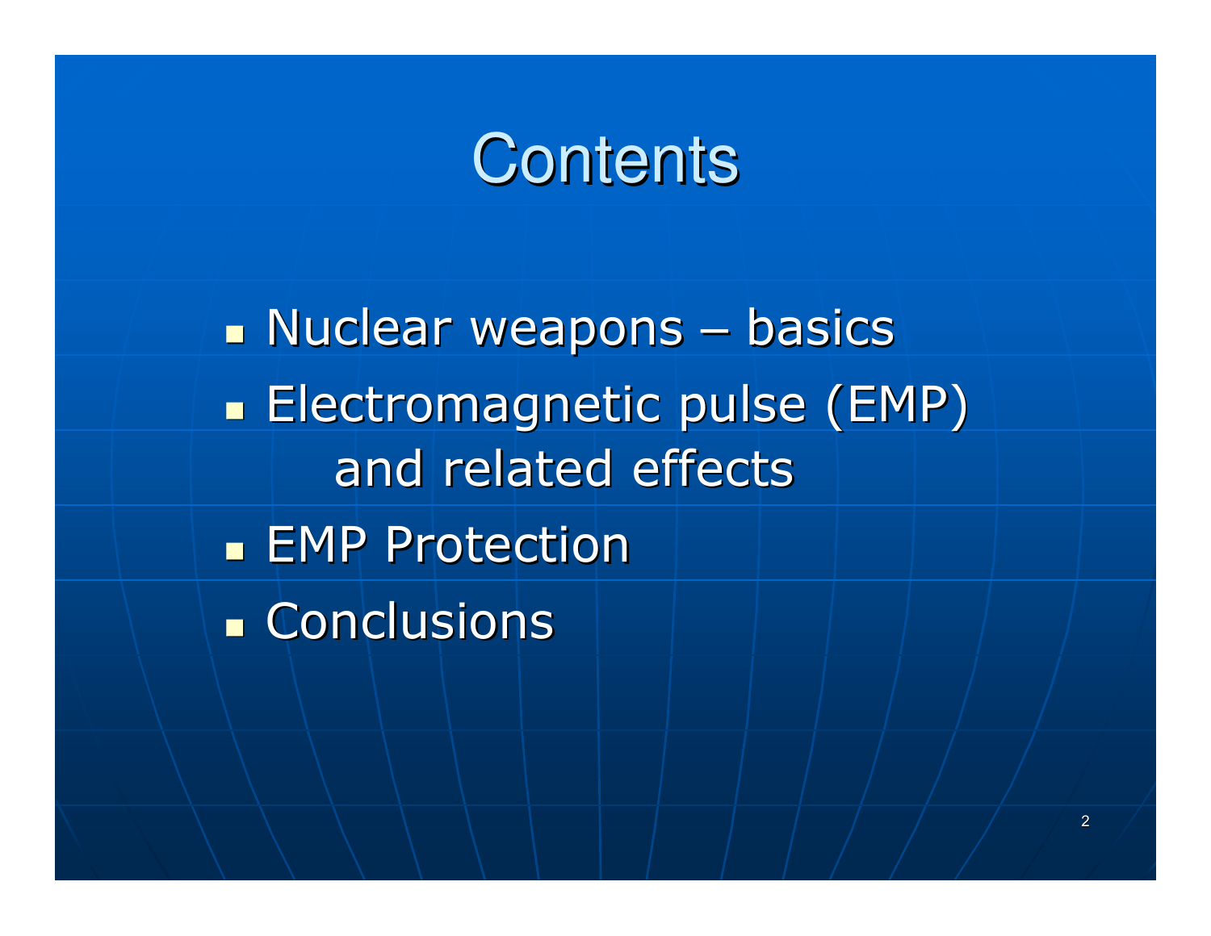# Contents

- Nuclear weapons – basics
- Electromagnetic pulse (EMP) and related effects
- EMP Protection
- Conclusions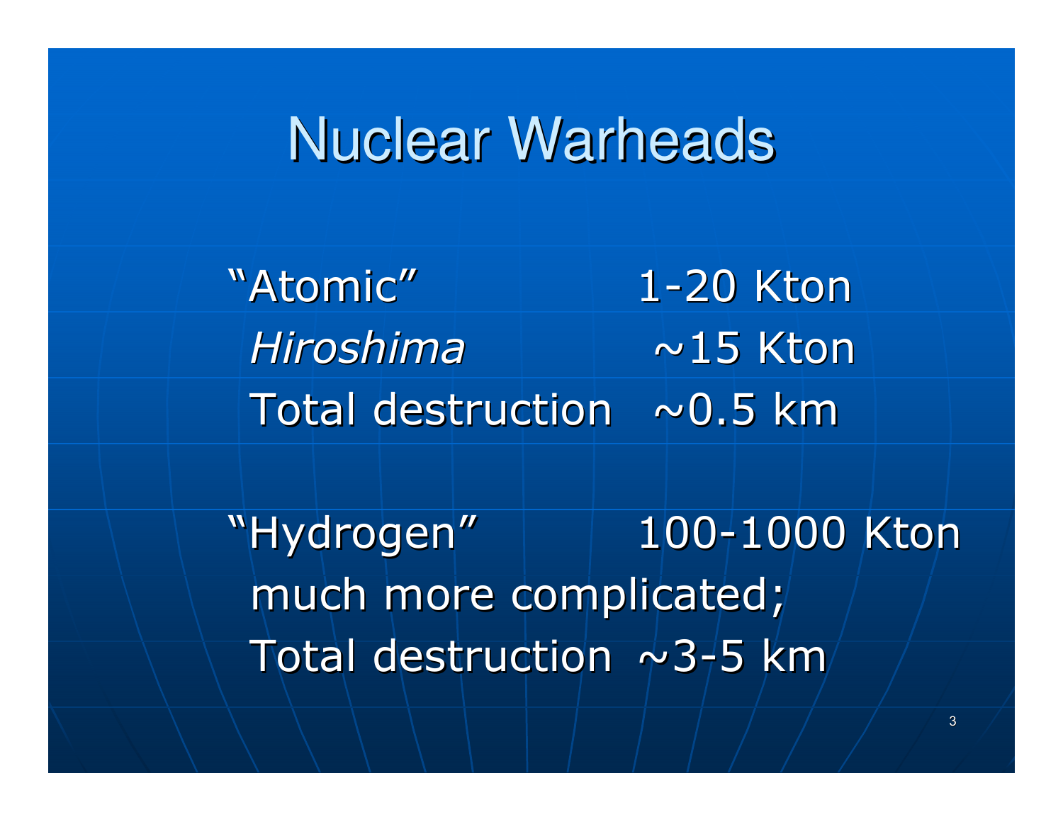# Nuclear Warheads

| | |
|---|---|
| "Atomic" | 1-20 Kton |
| *Hiroshima* | ~15 Kton |
| Total destruction | ~0.5 km |

| | |
|---|---|
| "Hydrogen" | 100-1000 Kton |
| much more complicated; | |
| Total destruction | ~3-5 km |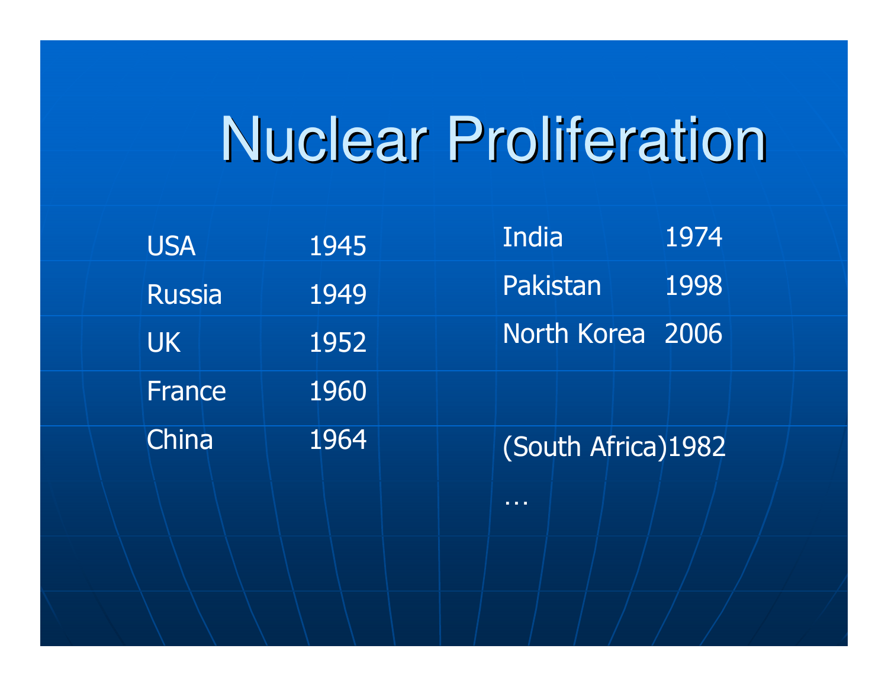# Nuclear Proliferation

| | |
|---|---|
| USA | 1945 |
| Russia | 1949 |
| UK | 1952 |
| France | 1960 |
| China | 1964 |
| India | 1974 |
| Pakistan | 1998 |
| North Korea | 2006 |
| (South Africa) | 1982 |

…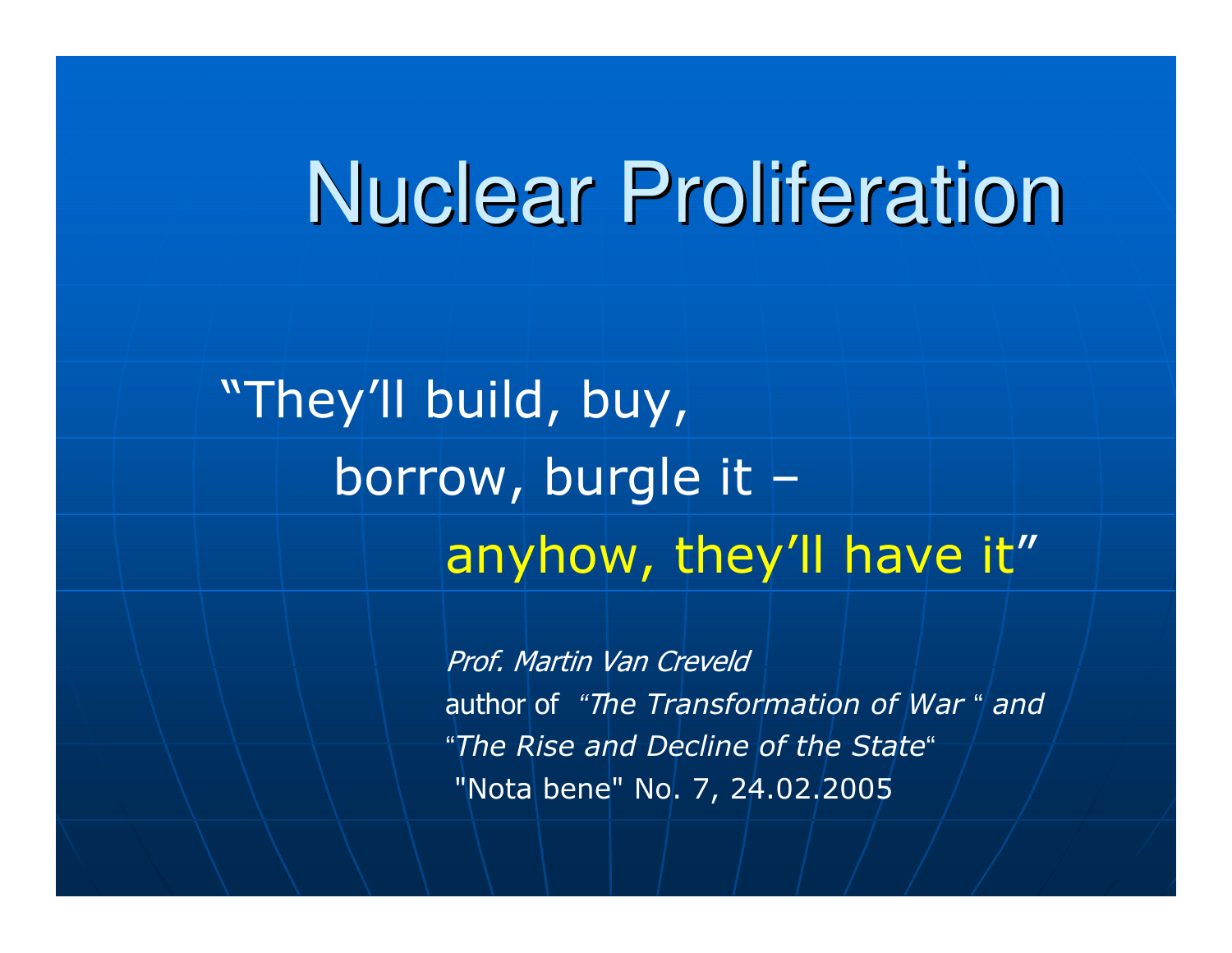# Nuclear Proliferation

"They'll build, buy,
borrow, burgle it –
anyhow, they'll have it"

*Prof. Martin Van Creveld*
author of *"The Transformation of War " and "The Rise and Decline of the State"*
"Nota bene" No. 7, 24.02.2005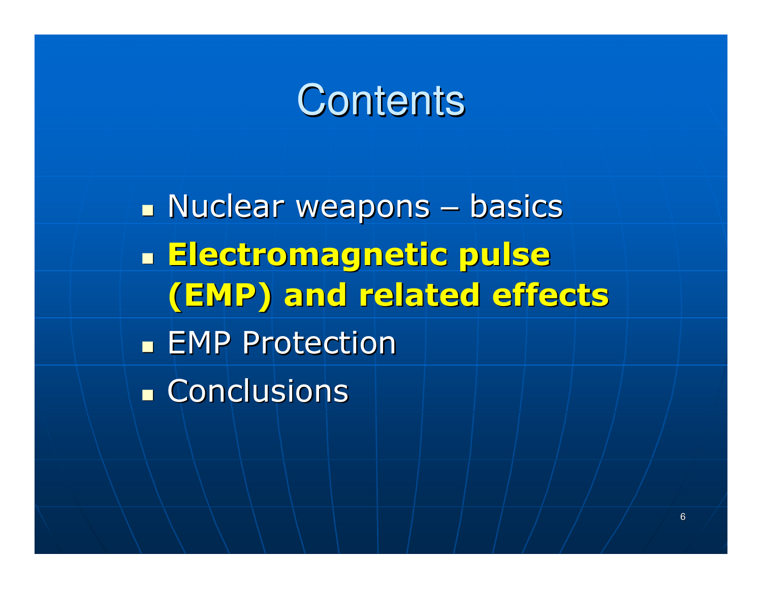# Contents

- Nuclear weapons – basics
- **Electromagnetic pulse (EMP) and related effects**
- EMP Protection
- Conclusions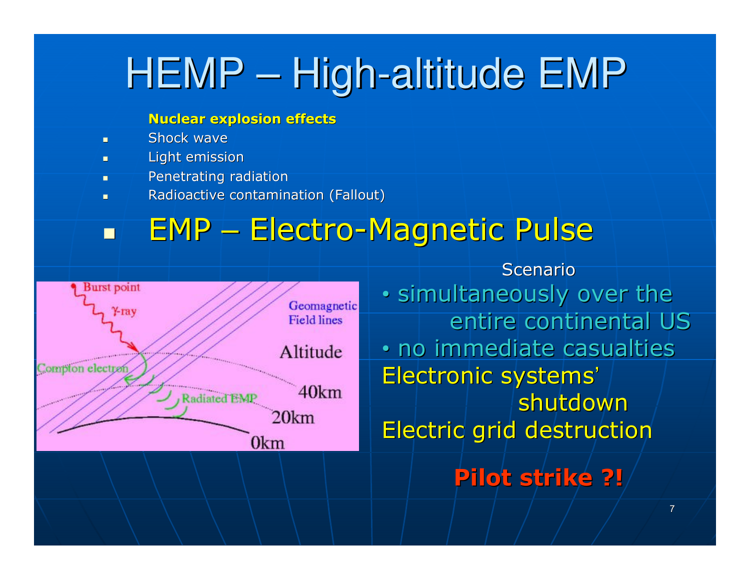# HEMP – High-altitude EMP

**Nuclear explosion effects**

- Shock wave
- Light emission
- Penetrating radiation
- Radioactive contamination (Fallout)

- EMP – Electro-Magnetic Pulse

Scenario

- simultaneously over the entire continental US
- no immediate casualties

Electronic systems' shutdown

Electric grid destruction

**Pilot strike ?!**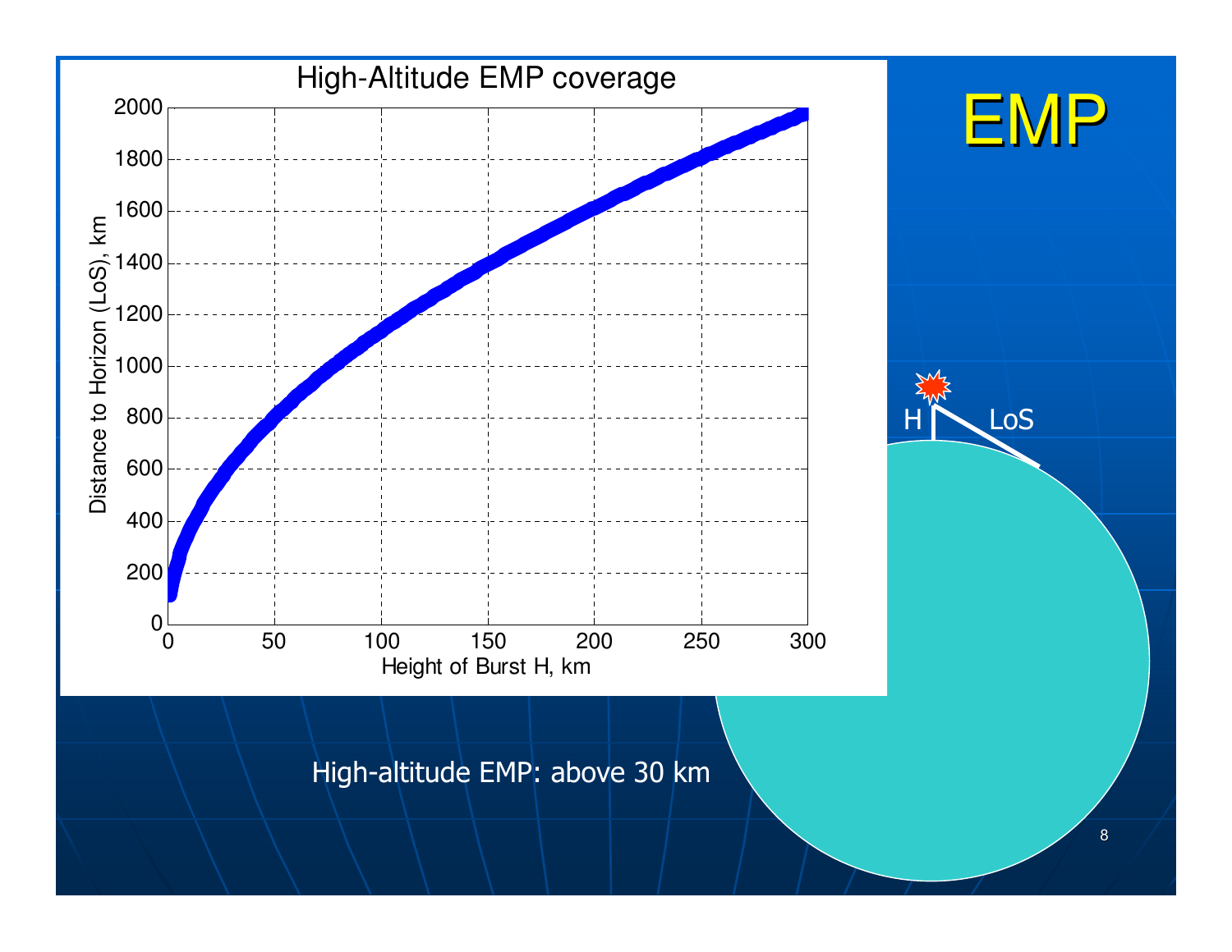# EMP

High-Altitude EMP coverage

High-altitude EMP: above 30 km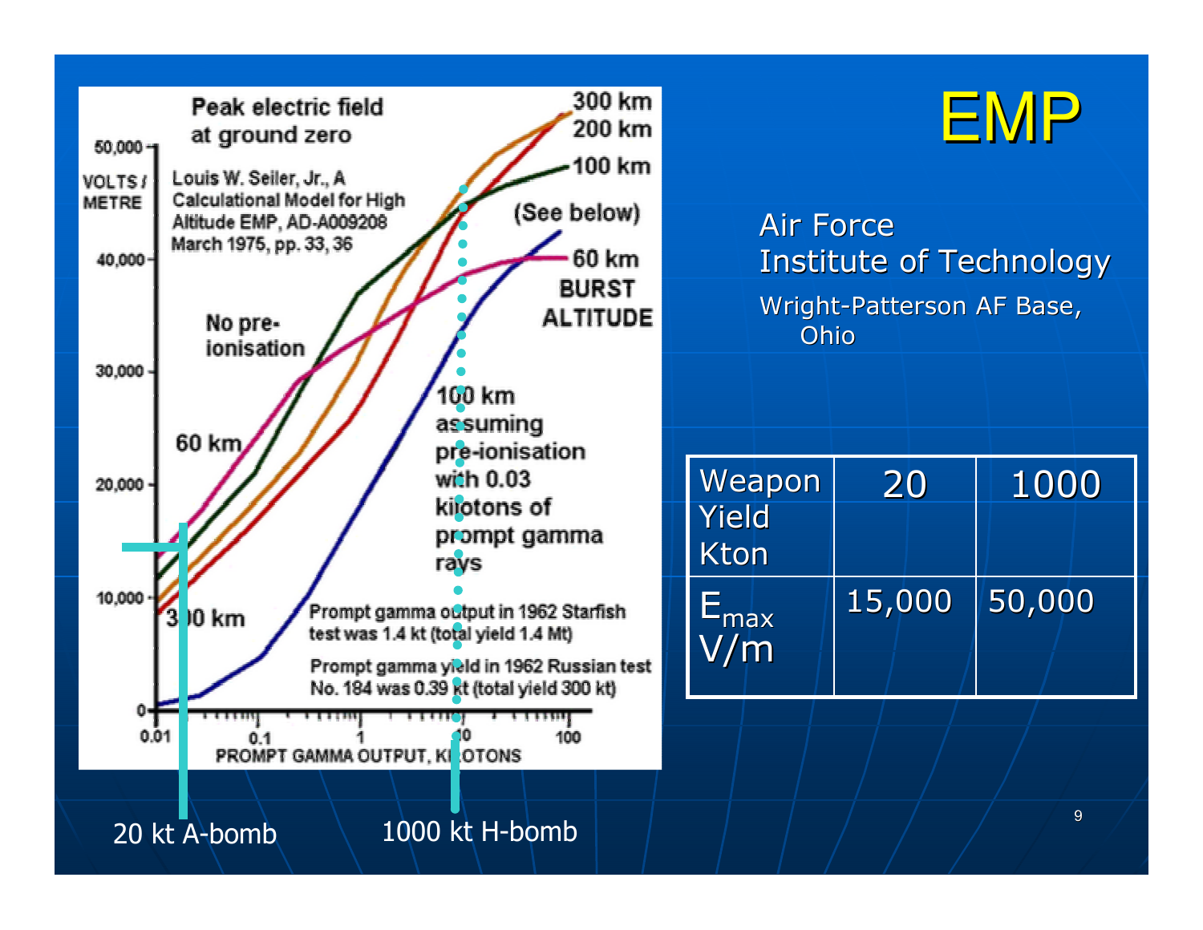# EMP

Air Force Institute of Technology
Wright-Patterson AF Base, Ohio

Peak electric field at ground zero

Louis W. Seiler, Jr., A Calculational Model for High Altitude EMP, AD-A009208 March 1975, pp. 33, 36

VOLTS / METRE

300 km
200 km
100 km
(See below)
60 km
BURST ALTITUDE

No pre-ionisation

60 km

300 km

100 km assuming pre-ionisation with 0.03 kilotons of prompt gamma rays

Prompt gamma output in 1962 Starfish test was 1.4 kt (total yield 1.4 Mt)

Prompt gamma yield in 1962 Russian test No. 184 was 0.39 kt (total yield 300 kt)

PROMPT GAMMA OUTPUT, KILOTONS

20 kt A-bomb

1000 kt H-bomb

| Weapon Yield Kton | 20 | 1000 |
| --- | --- | --- |
| $E_{max}$ V/m | 15,000 | 50,000 |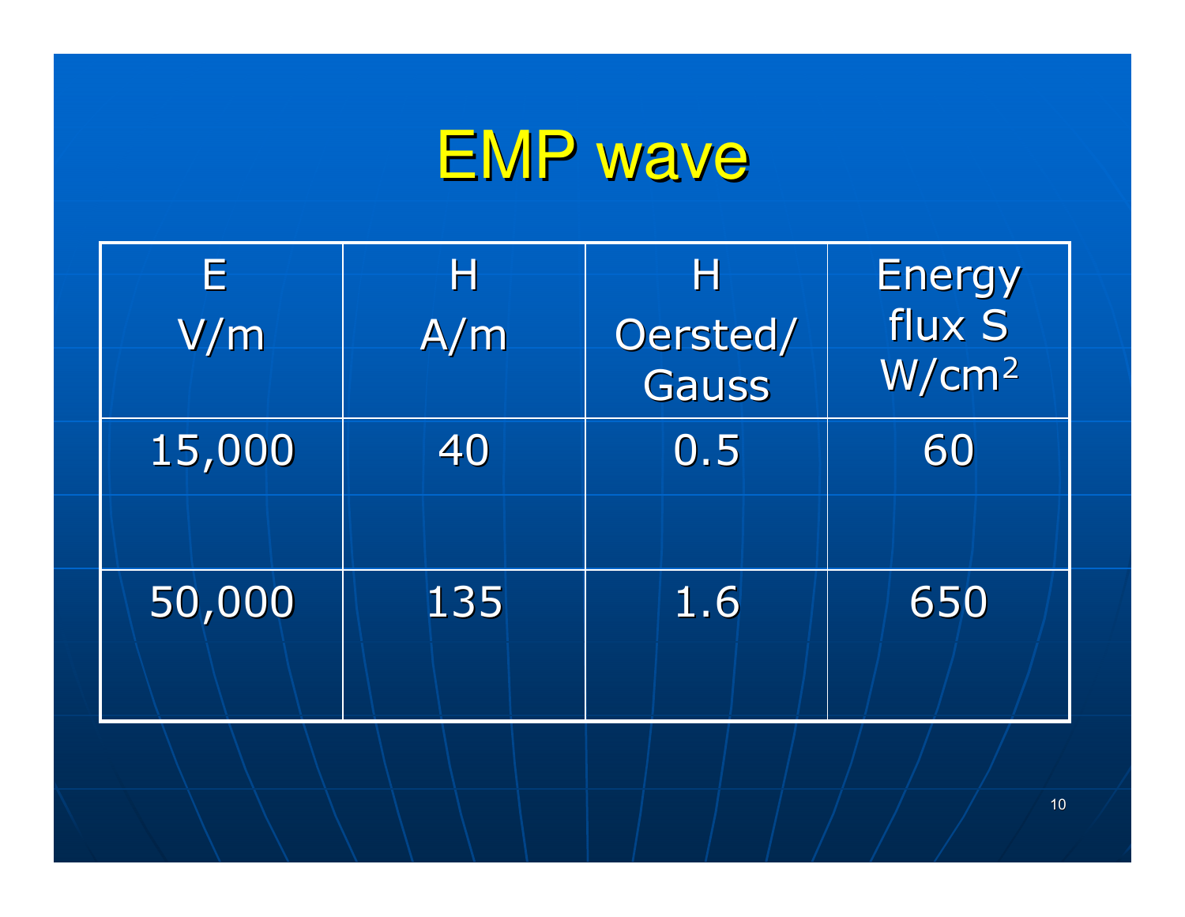# EMP wave

| E V/m | H A/m | H Oersted/ Gauss | Energy flux S $W/cm^2$ |
|---|---|---|---|
| 15,000 | 40 | 0.5 | 60 |
| 50,000 | 135 | 1.6 | 650 |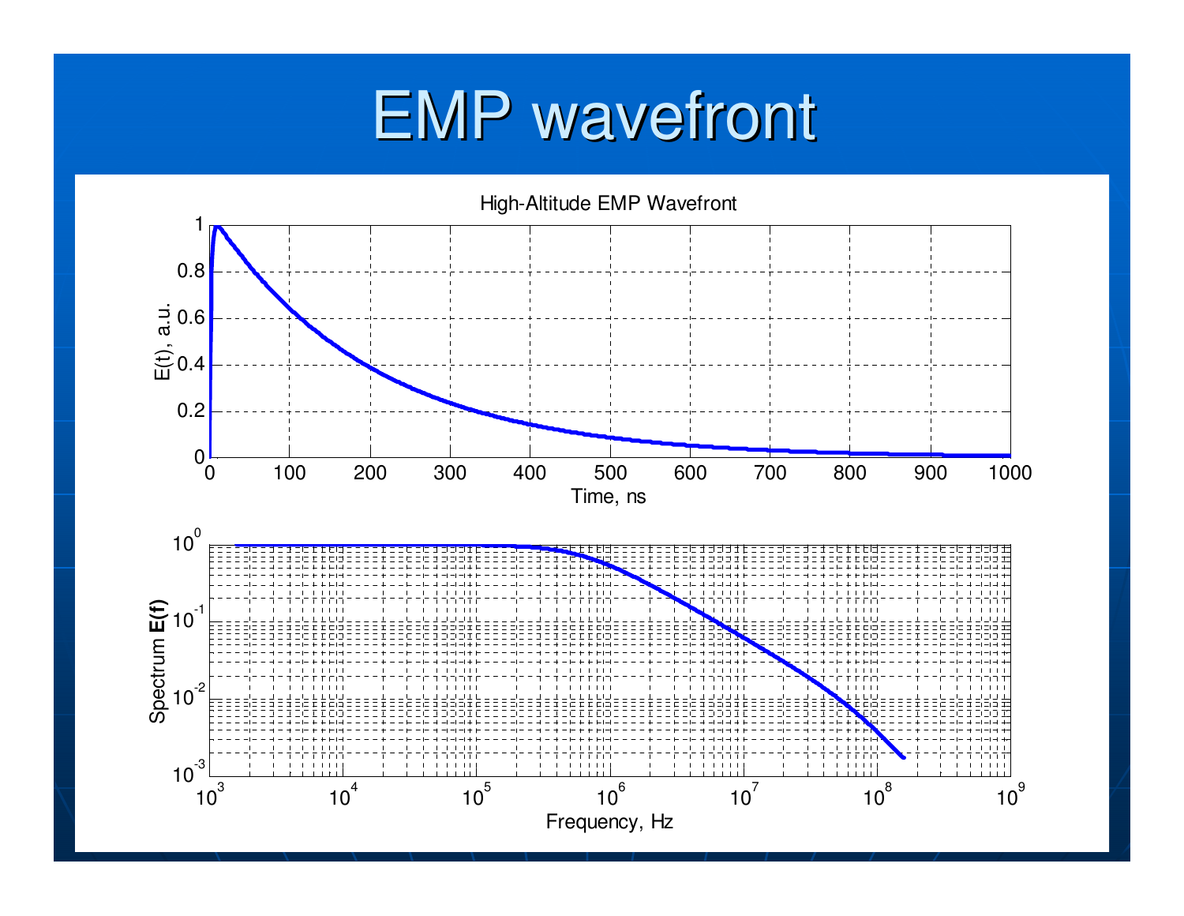# EMP wavefront

High-Altitude EMP Wavefront

E(t), a.u.

Time, ns

Spectrum **E(f)**

Frequency, Hz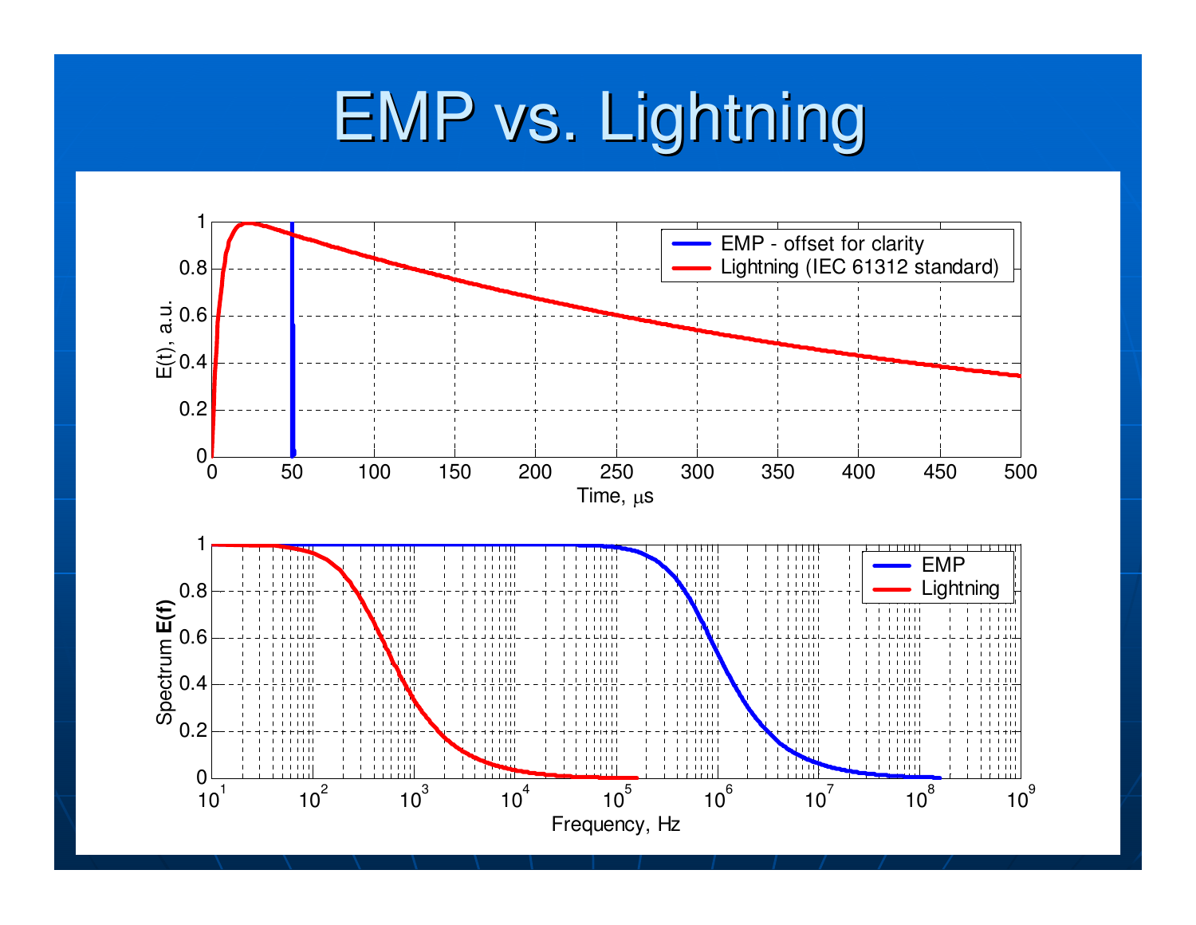# EMP vs. Lightning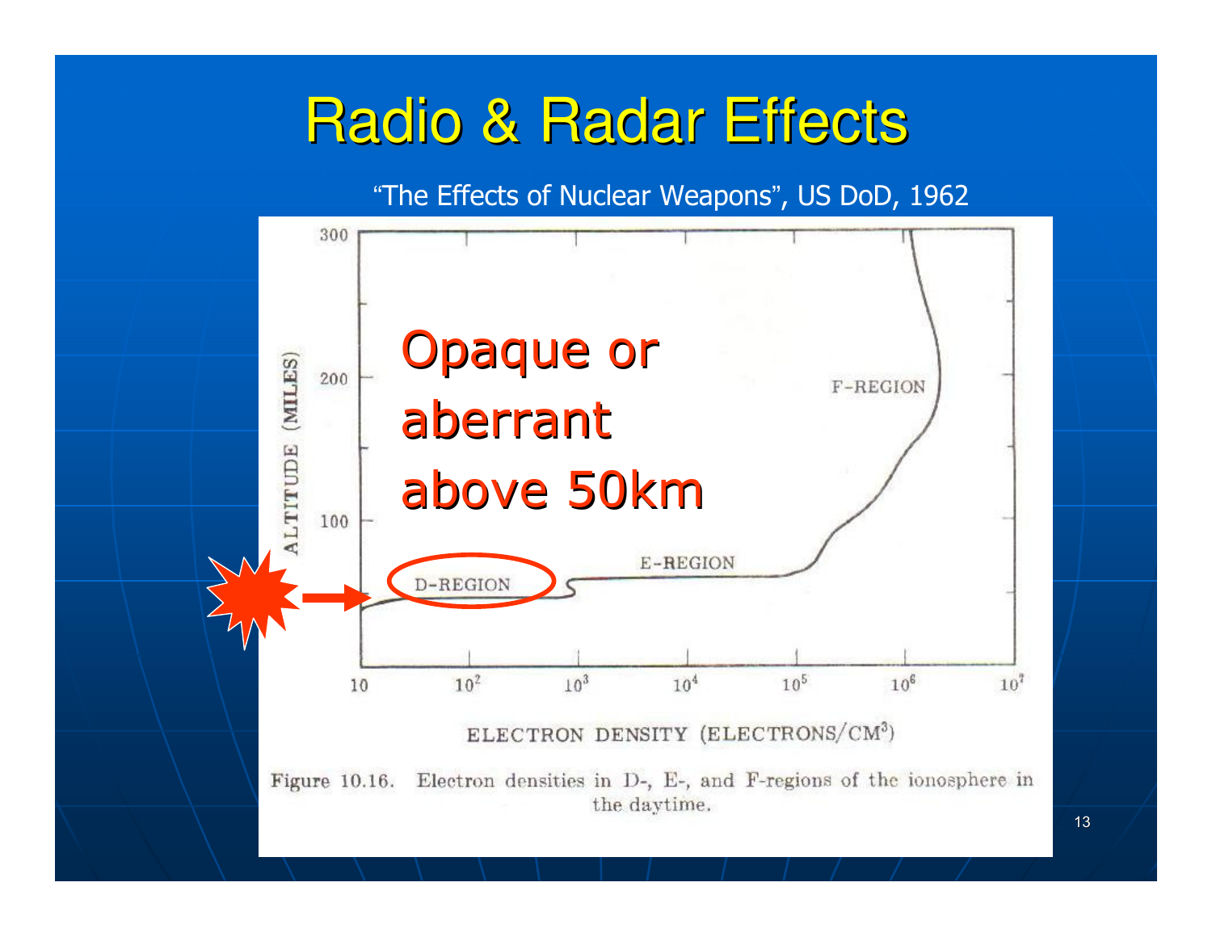# Radio & Radar Effects

"The Effects of Nuclear Weapons", US DoD, 1962

Opaque or aberrant above 50km

Figure 10.16. Electron densities in D-, E-, and F-regions of the ionosphere in the daytime.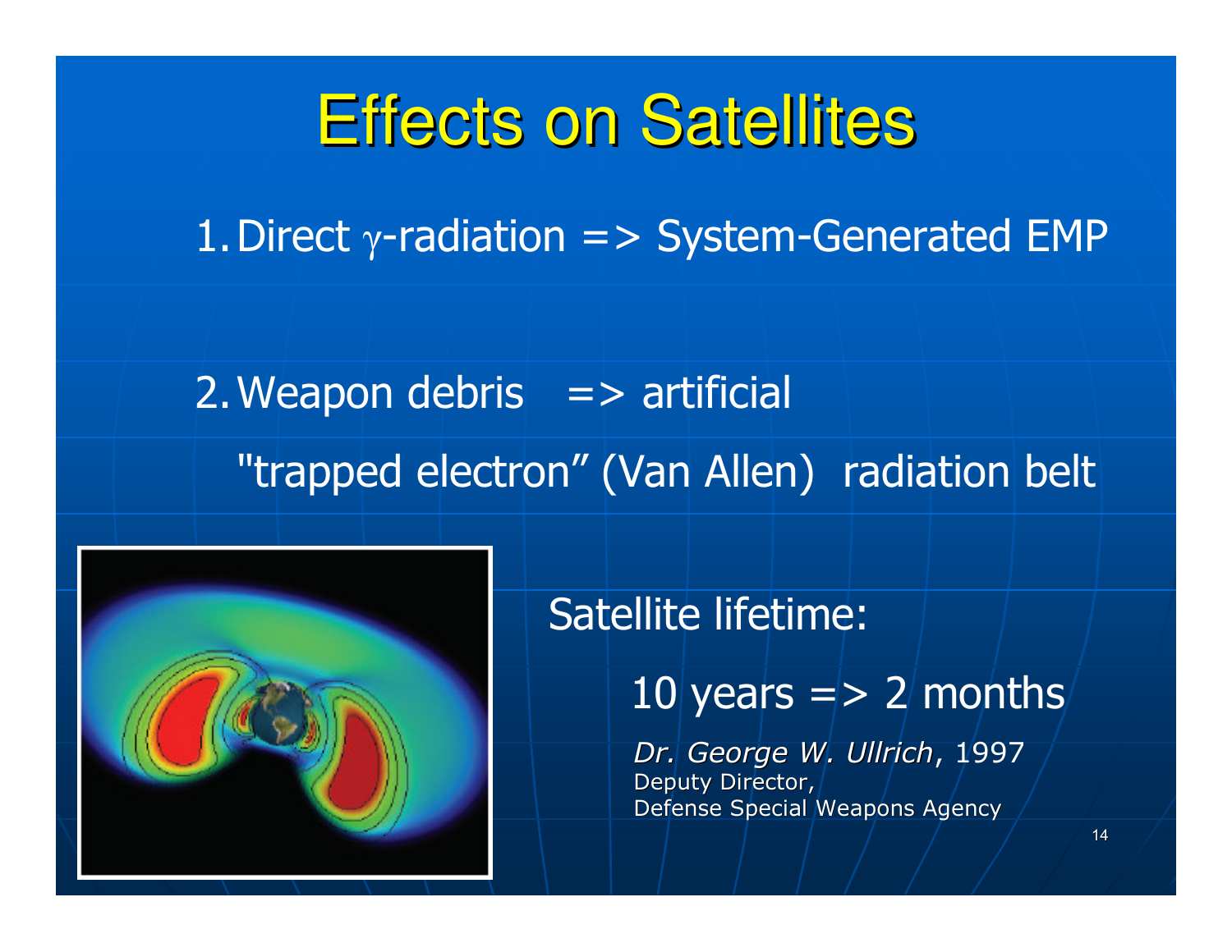# Effects on Satellites

1. Direct $\gamma$-radiation => System-Generated EMP

2. Weapon debris => artificial "trapped electron" (Van Allen) radiation belt

Satellite lifetime:

10 years => 2 months

*Dr. George W. Ullrich*, 1997
Deputy Director,
Defense Special Weapons Agency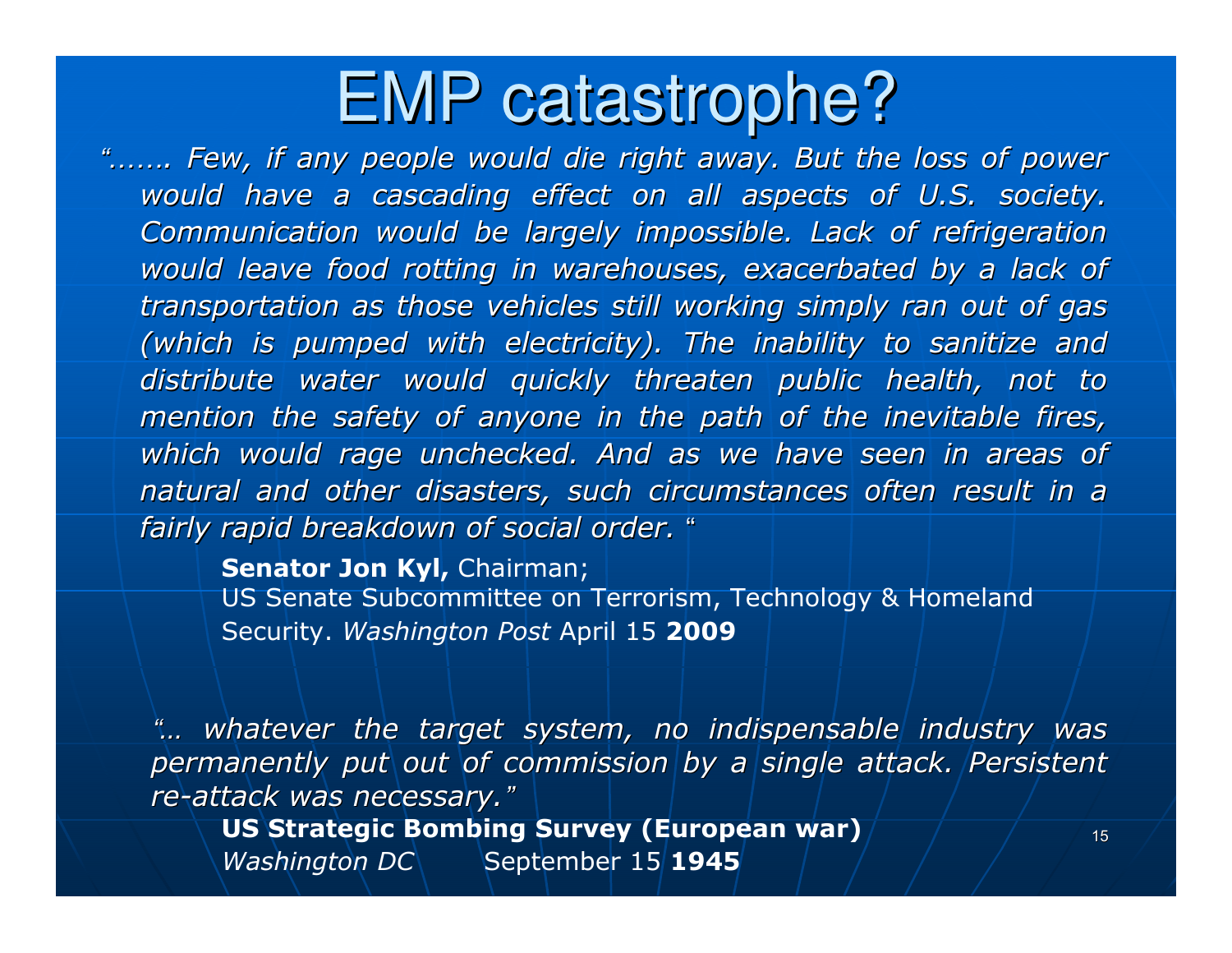# EMP catastrophe?

*"……. Few, if any people would die right away. But the loss of power would have a cascading effect on all aspects of U.S. society. Communication would be largely impossible. Lack of refrigeration would leave food rotting in warehouses, exacerbated by a lack of transportation as those vehicles still working simply ran out of gas (which is pumped with electricity). The inability to sanitize and distribute water would quickly threaten public health, not to mention the safety of anyone in the path of the inevitable fires, which would rage unchecked. And as we have seen in areas of natural and other disasters, such circumstances often result in a fairly rapid breakdown of social order.* "

**Senator Jon Kyl,** Chairman;
US Senate Subcommittee on Terrorism, Technology & Homeland Security. *Washington Post* April 15 **2009**

*"… whatever the target system, no indispensable industry was permanently put out of commission by a single attack. Persistent re-attack was necessary."*

**US Strategic Bombing Survey (European war)**
*Washington DC* September 15 **1945**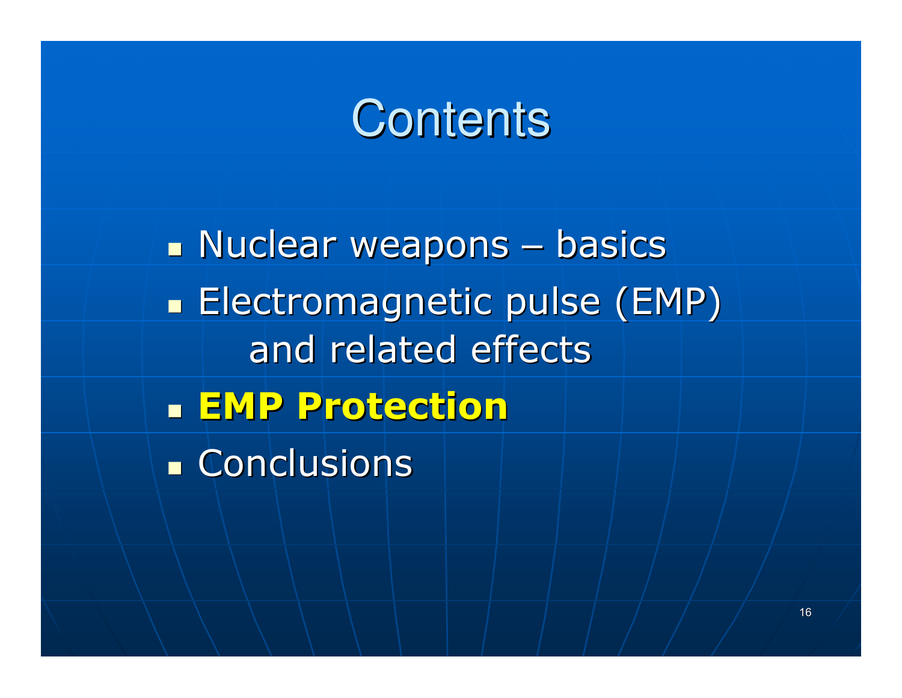# Contents

- Nuclear weapons – basics
- Electromagnetic pulse (EMP) and related effects
- **EMP Protection**
- Conclusions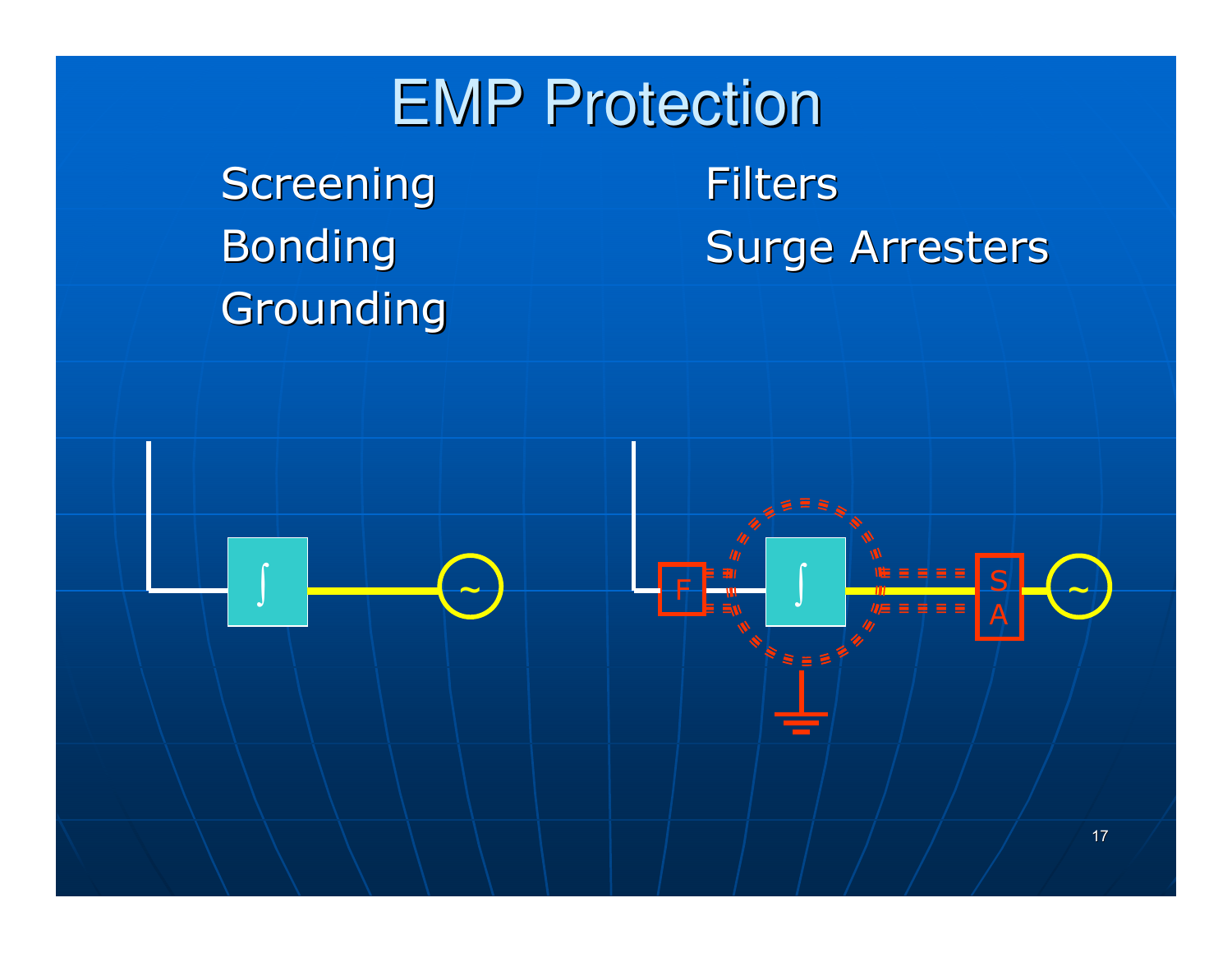# EMP Protection

- Screening
- Bonding
- Grounding
- Filters
- Surge Arresters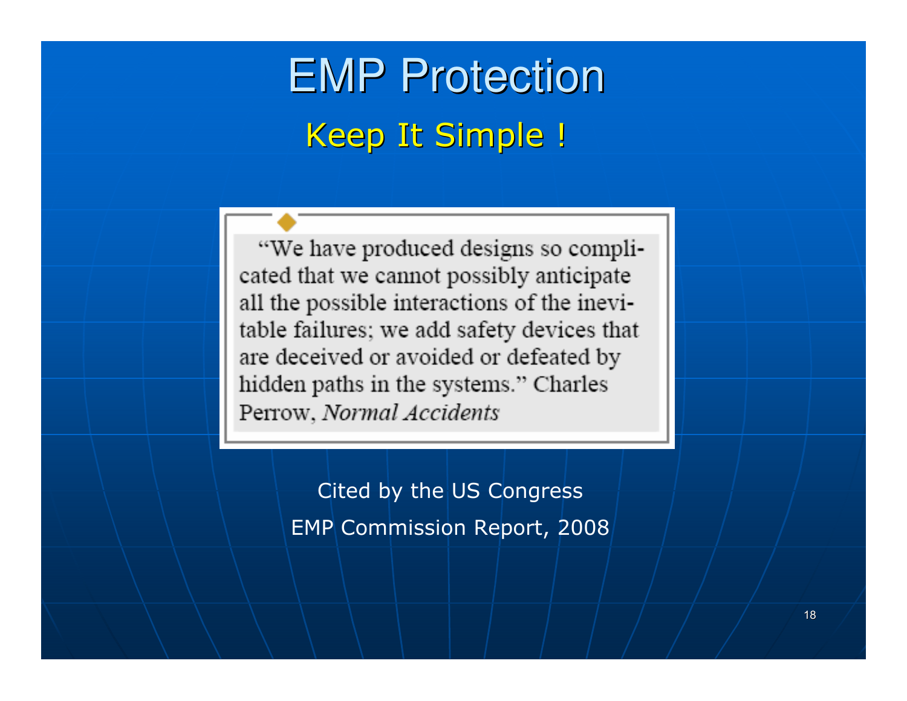# EMP Protection

## Keep It Simple !

> "We have produced designs so complicated that we cannot possibly anticipate all the possible interactions of the inevitable failures; we add safety devices that are deceived or avoided or defeated by hidden paths in the systems." Charles Perrow, *Normal Accidents*

Cited by the US Congress

EMP Commission Report, 2008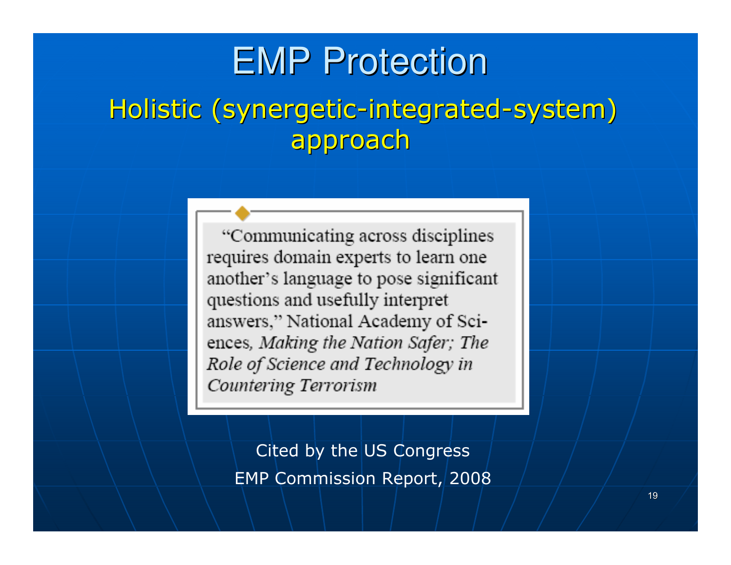# EMP Protection

## Holistic (synergetic-integrated-system) approach

> "Communicating across disciplines requires domain experts to learn one another's language to pose significant questions and usefully interpret answers," National Academy of Sciences, *Making the Nation Safer; The Role of Science and Technology in Countering Terrorism*

Cited by the US Congress
EMP Commission Report, 2008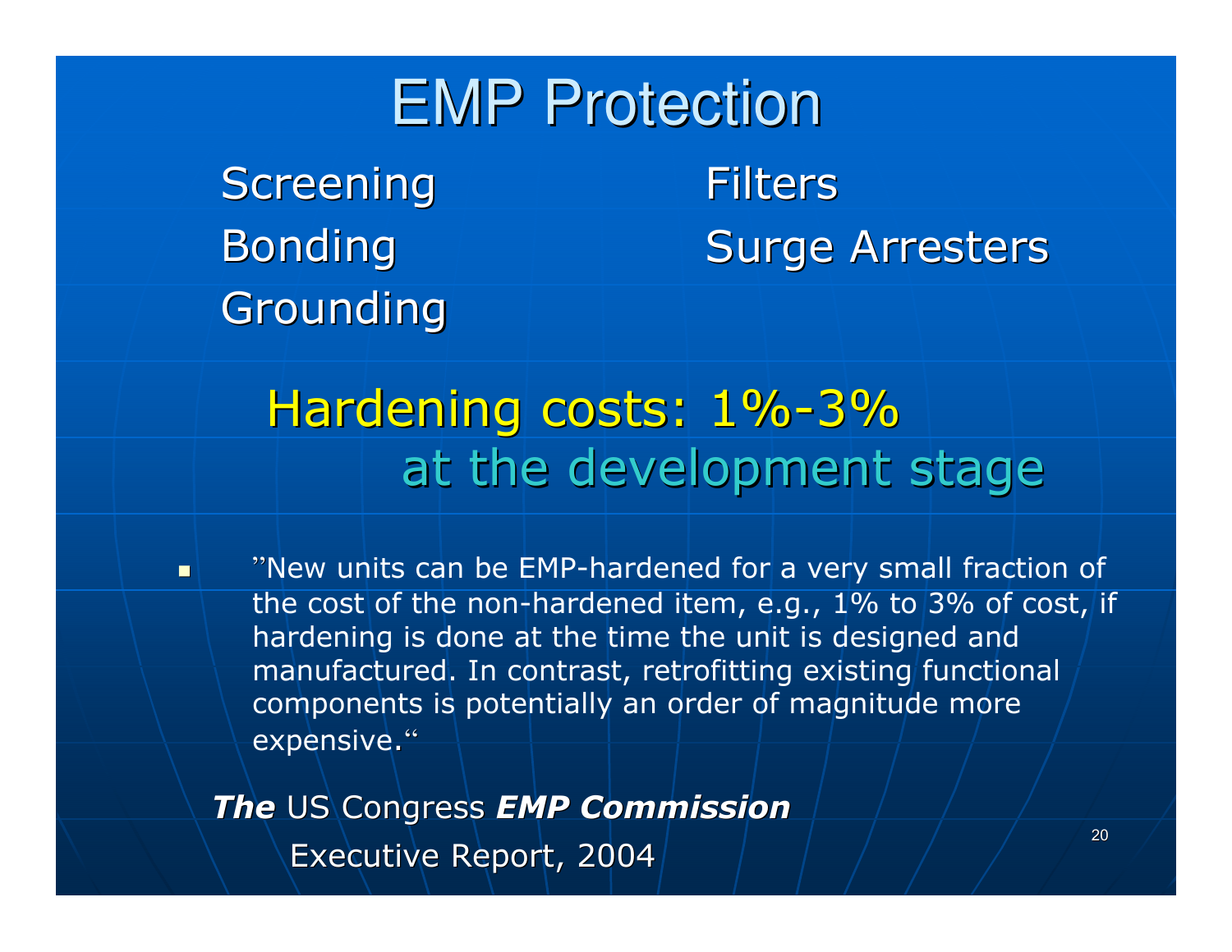# EMP Protection

Screening

Bonding

Grounding

Filters

Surge Arresters

## Hardening costs: 1%-3% at the development stage

- "New units can be EMP-hardened for a very small fraction of the cost of the non-hardened item, e.g., 1% to 3% of cost, if hardening is done at the time the unit is designed and manufactured. In contrast, retrofitting existing functional components is potentially an order of magnitude more expensive."

***The*** US Congress ***EMP Commission***

Executive Report, 2004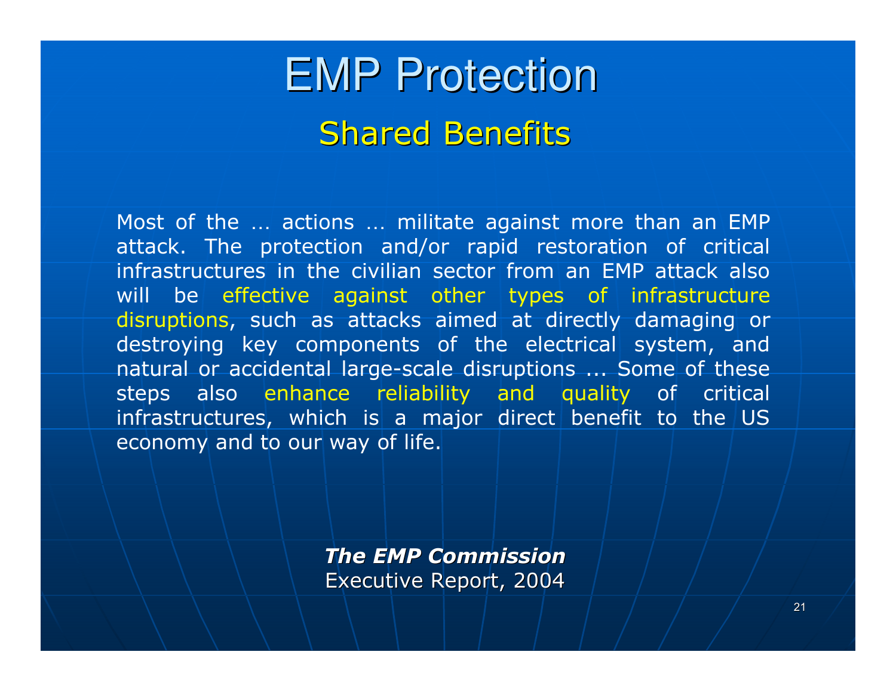# EMP Protection

## Shared Benefits

Most of the … actions … militate against more than an EMP attack. The protection and/or rapid restoration of critical infrastructures in the civilian sector from an EMP attack also will be effective against other types of infrastructure disruptions, such as attacks aimed at directly damaging or destroying key components of the electrical system, and natural or accidental large-scale disruptions ... Some of these steps also enhance reliability and quality of critical infrastructures, which is a major direct benefit to the US economy and to our way of life.

***The EMP Commission***
Executive Report, 2004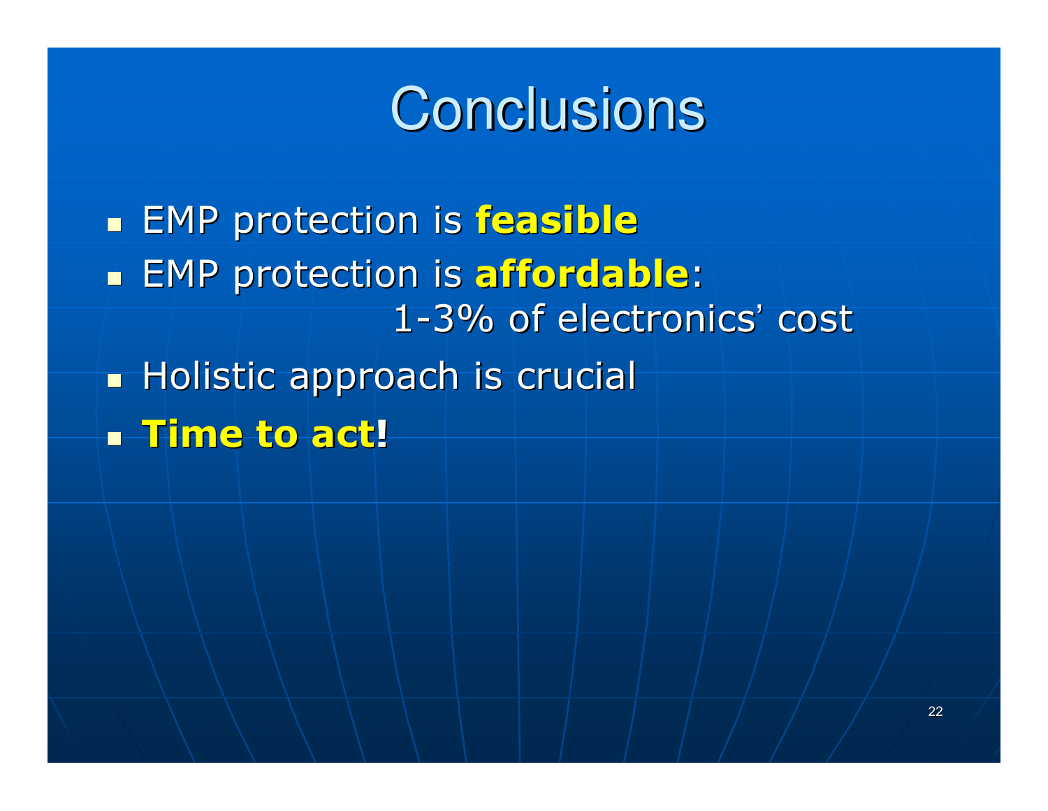# Conclusions

- EMP protection is **feasible**
- EMP protection is **affordable**:
  1-3% of electronics' cost
- Holistic approach is crucial
- **Time to act!**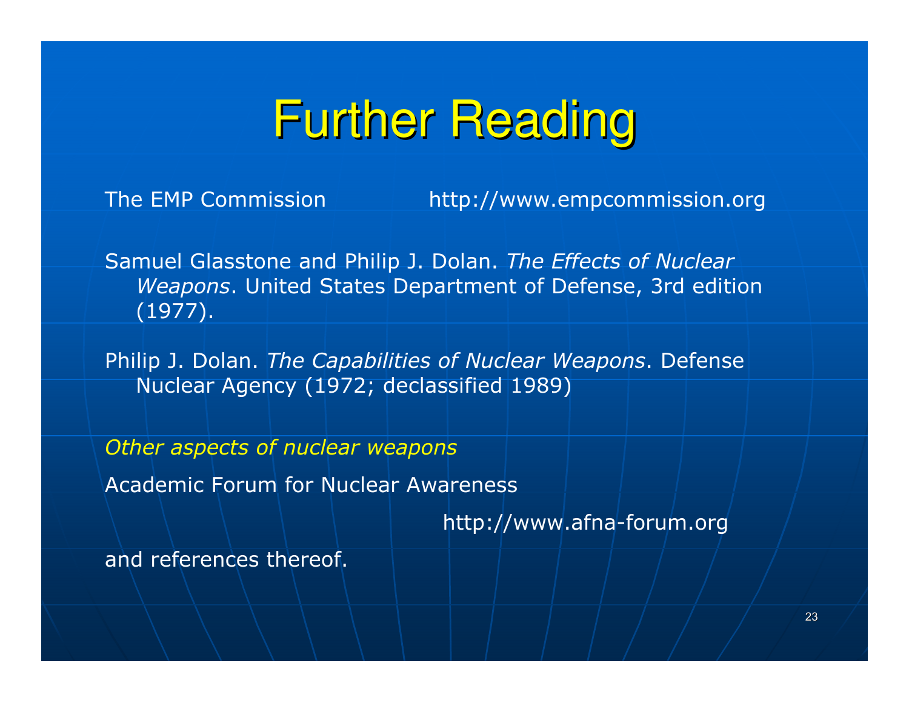# Further Reading

The EMP Commission http://www.empcommission.org

Samuel Glasstone and Philip J. Dolan. *The Effects of Nuclear Weapons*. United States Department of Defense, 3rd edition (1977).

Philip J. Dolan. *The Capabilities of Nuclear Weapons*. Defense Nuclear Agency (1972; declassified 1989)

*Other aspects of nuclear weapons*

Academic Forum for Nuclear Awareness

http://www.afna-forum.org

and references thereof.